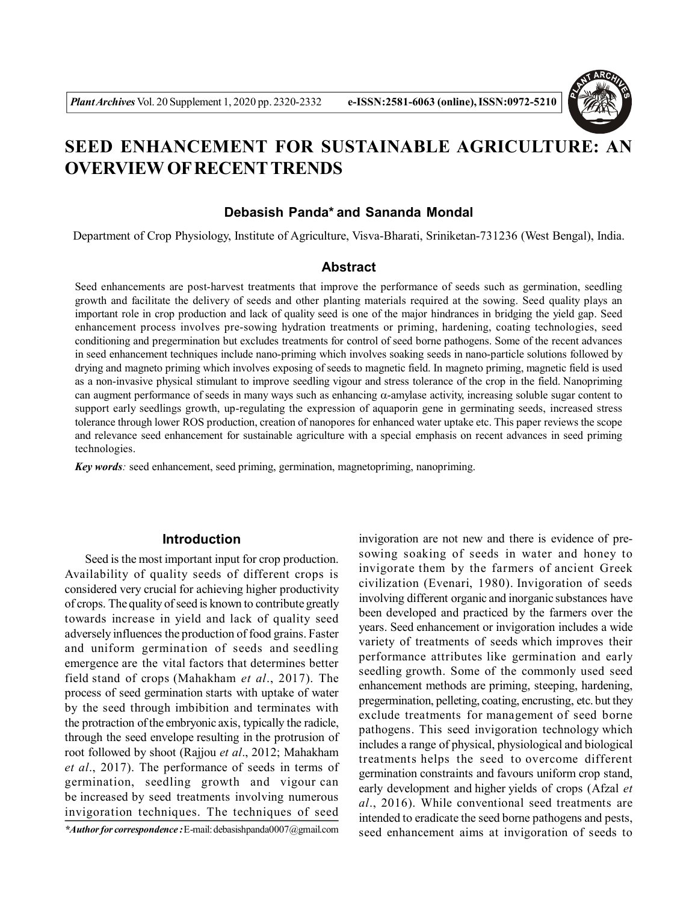# SEED ENHANCEMENT FOR SUSTAINABLE AGRICULTURE: AN OVERVIEW OF RECENT TRENDS

**Debasish Panda* and Sananda Mondal**

Department of Crop Physiology, Institute of Agriculture, Visva-Bharati, Sriniketan-731236 (West Bengal), India.

## Abstract

Seed enhancements are post-harvest treatments that improve the performance of seeds such as germination, seedling growth and facilitate the delivery of seeds and other planting materials required at the sowing. Seed quality plays an important role in crop production and lack of quality seed is one of the major hindrances in bridging the yield gap. Seed enhancement process involves pre-sowing hydration treatments or priming, hardening, coating technologies, seed conditioning and pregermination but excludes treatments for control of seed borne pathogens. Some of the recent advances in seed enhancement techniques include nano-priming which involves soaking seeds in nano-particle solutions followed by drying and magneto priming which involves exposing of seeds to magnetic field. In magneto priming, magnetic field is used as a non-invasive physical stimulant to improve seedling vigour and stress tolerance of the crop in the field. Nanopriming can augment performance of seeds in many ways such as enhancing $\alpha$-amylase activity, increasing soluble sugar content to support early seedlings growth, up-regulating the expression of aquaporin gene in germinating seeds, increased stress tolerance through lower ROS production, creation of nanopores for enhanced water uptake etc. This paper reviews the scope and relevance seed enhancement for sustainable agriculture with a special emphasis on recent advances in seed priming technologies.

***Key words:*** seed enhancement, seed priming, germination, magnetopriming, nanopriming.

## Introduction

Seed is the most important input for crop production. Availability of quality seeds of different crops is considered very crucial for achieving higher productivity of crops. The quality of seed is known to contribute greatly towards increase in yield and lack of quality seed adversely influences the production of food grains. Faster and uniform germination of seeds and seedling emergence are the vital factors that determines better field stand of crops (Mahakham *et al*., 2017). The process of seed germination starts with uptake of water by the seed through imbibition and terminates with the protraction of the embryonic axis, typically the radicle, through the seed envelope resulting in the protrusion of root followed by shoot (Rajjou *et al*., 2012; Mahakham *et al*., 2017). The performance of seeds in terms of germination, seedling growth and vigour can be increased by seed treatments involving numerous invigoration techniques. The techniques of seed invigoration are not new and there is evidence of pre-sowing soaking of seeds in water and honey to invigorate them by the farmers of ancient Greek civilization (Evenari, 1980). Invigoration of seeds involving different organic and inorganic substances have been developed and practiced by the farmers over the years. Seed enhancement or invigoration includes a wide variety of treatments of seeds which improves their performance attributes like germination and early seedling growth. Some of the commonly used seed enhancement methods are priming, steeping, hardening, pregermination, pelleting, coating, encrusting, etc. but they exclude treatments for management of seed borne pathogens. This seed invigoration technology which includes a range of physical, physiological and biological treatments helps the seed to overcome different germination constraints and favours uniform crop stand, early development and higher yields of crops (Afzal *et al*., 2016). While conventional seed treatments are intended to eradicate the seed borne pathogens and pests, seed enhancement aims at invigoration of seeds to

**Author for correspondence :* E-mail: debasishpanda0007@gmail.com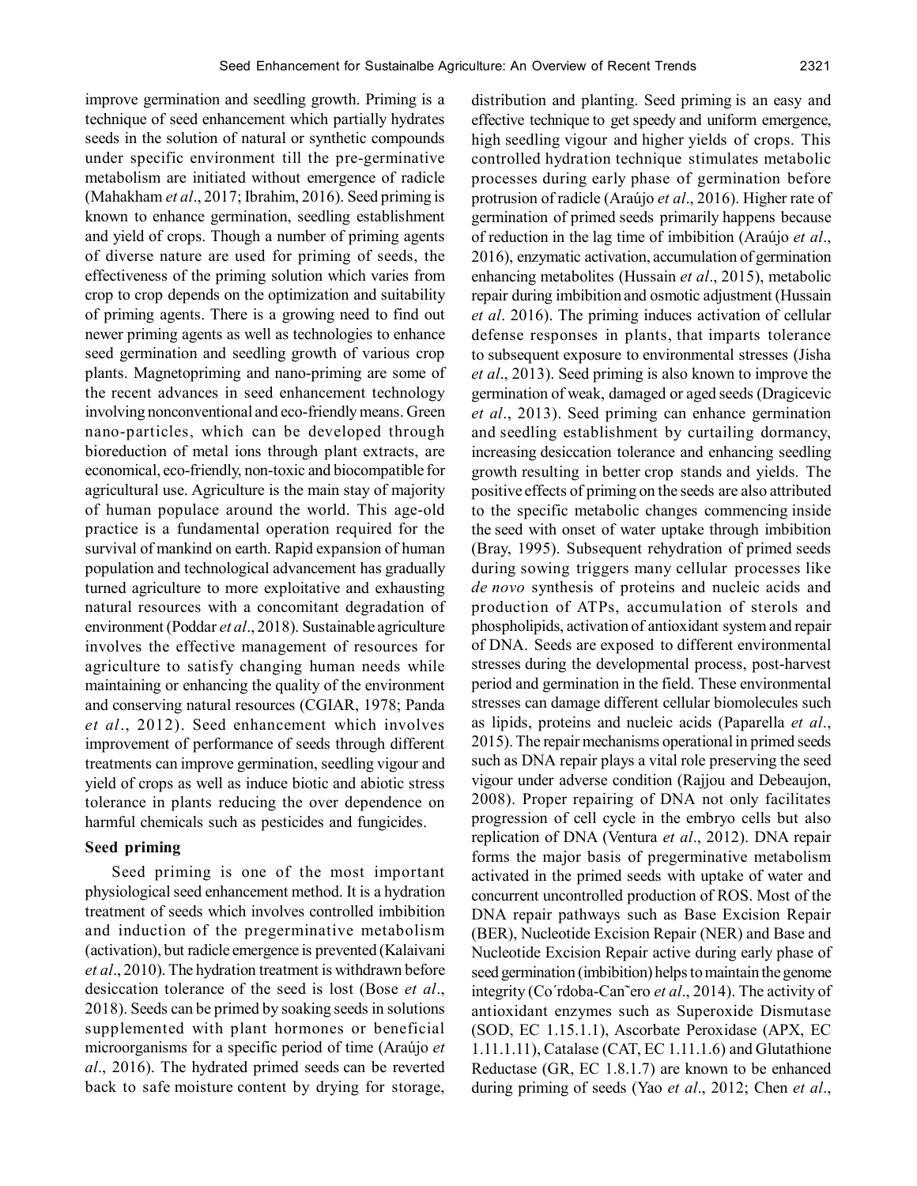improve germination and seedling growth. Priming is a technique of seed enhancement which partially hydrates seeds in the solution of natural or synthetic compounds under specific environment till the pre-germinative metabolism are initiated without emergence of radicle (Mahakham *et al*., 2017; Ibrahim, 2016). Seed priming is known to enhance germination, seedling establishment and yield of crops. Though a number of priming agents of diverse nature are used for priming of seeds, the effectiveness of the priming solution which varies from crop to crop depends on the optimization and suitability of priming agents. There is a growing need to find out newer priming agents as well as technologies to enhance seed germination and seedling growth of various crop plants. Magnetopriming and nano-priming are some of the recent advances in seed enhancement technology involving nonconventional and eco-friendly means. Green nano-particles, which can be developed through bioreduction of metal ions through plant extracts, are economical, eco-friendly, non-toxic and biocompatible for agricultural use. Agriculture is the main stay of majority of human populace around the world. This age-old practice is a fundamental operation required for the survival of mankind on earth. Rapid expansion of human population and technological advancement has gradually turned agriculture to more exploitative and exhausting natural resources with a concomitant degradation of environment (Poddar *et al*., 2018). Sustainable agriculture involves the effective management of resources for agriculture to satisfy changing human needs while maintaining or enhancing the quality of the environment and conserving natural resources (CGIAR, 1978; Panda *et al*., 2012). Seed enhancement which involves improvement of performance of seeds through different treatments can improve germination, seedling vigour and yield of crops as well as induce biotic and abiotic stress tolerance in plants reducing the over dependence on harmful chemicals such as pesticides and fungicides.

## Seed priming

Seed priming is one of the most important physiological seed enhancement method. It is a hydration treatment of seeds which involves controlled imbibition and induction of the pregerminative metabolism (activation), but radicle emergence is prevented (Kalaivani *et al*., 2010). The hydration treatment is withdrawn before desiccation tolerance of the seed is lost (Bose *et al*., 2018). Seeds can be primed by soaking seeds in solutions supplemented with plant hormones or beneficial microorganisms for a specific period of time (Araújo *et al*., 2016). The hydrated primed seeds can be reverted back to safe moisture content by drying for storage, distribution and planting. Seed priming is an easy and effective technique to get speedy and uniform emergence, high seedling vigour and higher yields of crops. This controlled hydration technique stimulates metabolic processes during early phase of germination before protrusion of radicle (Araújo *et al*., 2016). Higher rate of germination of primed seeds primarily happens because of reduction in the lag time of imbibition (Araújo *et al*., 2016), enzymatic activation, accumulation of germination enhancing metabolites (Hussain *et al*., 2015), metabolic repair during imbibition and osmotic adjustment (Hussain *et al*. 2016). The priming induces activation of cellular defense responses in plants, that imparts tolerance to subsequent exposure to environmental stresses (Jisha *et al*., 2013). Seed priming is also known to improve the germination of weak, damaged or aged seeds (Dragicevic *et al*., 2013). Seed priming can enhance germination and seedling establishment by curtailing dormancy, increasing desiccation tolerance and enhancing seedling growth resulting in better crop stands and yields. The positive effects of priming on the seeds are also attributed to the specific metabolic changes commencing inside the seed with onset of water uptake through imbibition (Bray, 1995). Subsequent rehydration of primed seeds during sowing triggers many cellular processes like *de novo* synthesis of proteins and nucleic acids and production of ATPs, accumulation of sterols and phospholipids, activation of antioxidant system and repair of DNA. Seeds are exposed to different environmental stresses during the developmental process, post-harvest period and germination in the field. These environmental stresses can damage different cellular biomolecules such as lipids, proteins and nucleic acids (Paparella *et al*., 2015). The repair mechanisms operational in primed seeds such as DNA repair plays a vital role preserving the seed vigour under adverse condition (Rajjou and Debeaujon, 2008). Proper repairing of DNA not only facilitates progression of cell cycle in the embryo cells but also replication of DNA (Ventura *et al*., 2012). DNA repair forms the major basis of pregerminative metabolism activated in the primed seeds with uptake of water and concurrent uncontrolled production of ROS. Most of the DNA repair pathways such as Base Excision Repair (BER), Nucleotide Excision Repair (NER) and Base and Nucleotide Excision Repair active during early phase of seed germination (imbibition) helps to maintain the genome integrity (Co´rdoba-Can˜ero *et al*., 2014). The activity of antioxidant enzymes such as Superoxide Dismutase (SOD, EC 1.15.1.1), Ascorbate Peroxidase (APX, EC 1.11.1.11), Catalase (CAT, EC 1.11.1.6) and Glutathione Reductase (GR, EC 1.8.1.7) are known to be enhanced during priming of seeds (Yao *et al*., 2012; Chen *et al*.,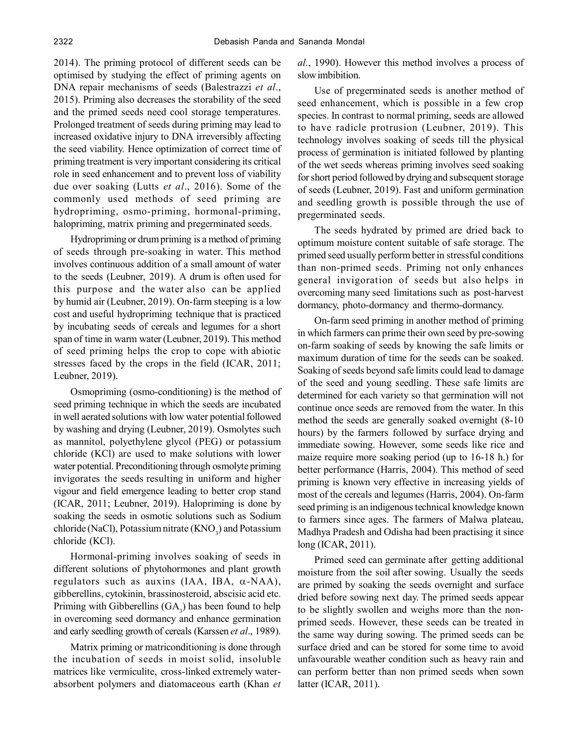2014). The priming protocol of different seeds can be optimised by studying the effect of priming agents on DNA repair mechanisms of seeds (Balestrazzi *et al*., 2015). Priming also decreases the storability of the seed and the primed seeds need cool storage temperatures. Prolonged treatment of seeds during priming may lead to increased oxidative injury to DNA irreversibly affecting the seed viability. Hence optimization of correct time of priming treatment is very important considering its critical role in seed enhancement and to prevent loss of viability due over soaking (Lutts *et al*., 2016). Some of the commonly used methods of seed priming are hydropriming, osmo-priming, hormonal-priming, halopriming, matrix priming and pregerminated seeds.

Hydropriming or drum priming is a method of priming of seeds through pre-soaking in water. This method involves continuous addition of a small amount of water to the seeds (Leubner, 2019). A drum is often used for this purpose and the water also can be applied by humid air (Leubner, 2019). On-farm steeping is a low cost and useful hydropriming technique that is practiced by incubating seeds of cereals and legumes for a short span of time in warm water (Leubner, 2019). This method of seed priming helps the crop to cope with abiotic stresses faced by the crops in the field (ICAR, 2011; Leubner, 2019).

Osmopriming (osmo-conditioning) is the method of seed priming technique in which the seeds are incubated in well aerated solutions with low water potential followed by washing and drying (Leubner, 2019). Osmolytes such as mannitol, polyethylene glycol (PEG) or potassium chloride (KCl) are used to make solutions with lower water potential. Preconditioning through osmolyte priming invigorates the seeds resulting in uniform and higher vigour and field emergence leading to better crop stand (ICAR, 2011; Leubner, 2019). Halopriming is done by soaking the seeds in osmotic solutions such as Sodium chloride (NaCl), Potassium nitrate ($KNO_3$) and Potassium chloride (KCl).

Hormonal-priming involves soaking of seeds in different solutions of phytohormones and plant growth regulators such as auxins (IAA, IBA, $\alpha$-NAA), gibberellins, cytokinin, brassinosteroid, abscisic acid etc. Priming with Gibberellins ($GA_3$) has been found to help in overcoming seed dormancy and enhance germination and early seedling growth of cereals (Karssen *et al*., 1989).

Matrix priming or matriconditioning is done through the incubation of seeds in moist solid, insoluble matrices like vermiculite, cross-linked extremely water-absorbent polymers and diatomaceous earth (Khan *et al*., 1990). However this method involves a process of slow imbibition.

Use of pregerminated seeds is another method of seed enhancement, which is possible in a few crop species. In contrast to normal priming, seeds are allowed to have radicle protrusion (Leubner, 2019). This technology involves soaking of seeds till the physical process of germination is initiated followed by planting of the wet seeds whereas priming involves seed soaking for short period followed by drying and subsequent storage of seeds (Leubner, 2019). Fast and uniform germination and seedling growth is possible through the use of pregerminated seeds.

The seeds hydrated by primed are dried back to optimum moisture content suitable of safe storage. The primed seed usually perform better in stressful conditions than non-primed seeds. Priming not only enhances general invigoration of seeds but also helps in overcoming many seed limitations such as post-harvest dormancy, photo-dormancy and thermo-dormancy.

On-farm seed priming in another method of priming in which farmers can prime their own seed by pre-sowing on-farm soaking of seeds by knowing the safe limits or maximum duration of time for the seeds can be soaked. Soaking of seeds beyond safe limits could lead to damage of the seed and young seedling. These safe limits are determined for each variety so that germination will not continue once seeds are removed from the water. In this method the seeds are generally soaked overnight (8-10 hours) by the farmers followed by surface drying and immediate sowing. However, some seeds like rice and maize require more soaking period (up to 16-18 h.) for better performance (Harris, 2004). This method of seed priming is known very effective in increasing yields of most of the cereals and legumes (Harris, 2004). On-farm seed priming is an indigenous technical knowledge known to farmers since ages. The farmers of Malwa plateau, Madhya Pradesh and Odisha had been practising it since long (ICAR, 2011).

Primed seed can germinate after getting additional moisture from the soil after sowing. Usually the seeds are primed by soaking the seeds overnight and surface dried before sowing next day. The primed seeds appear to be slightly swollen and weighs more than the non-primed seeds. However, these seeds can be treated in the same way during sowing. The primed seeds can be surface dried and can be stored for some time to avoid unfavourable weather condition such as heavy rain and can perform better than non primed seeds when sown latter (ICAR, 2011).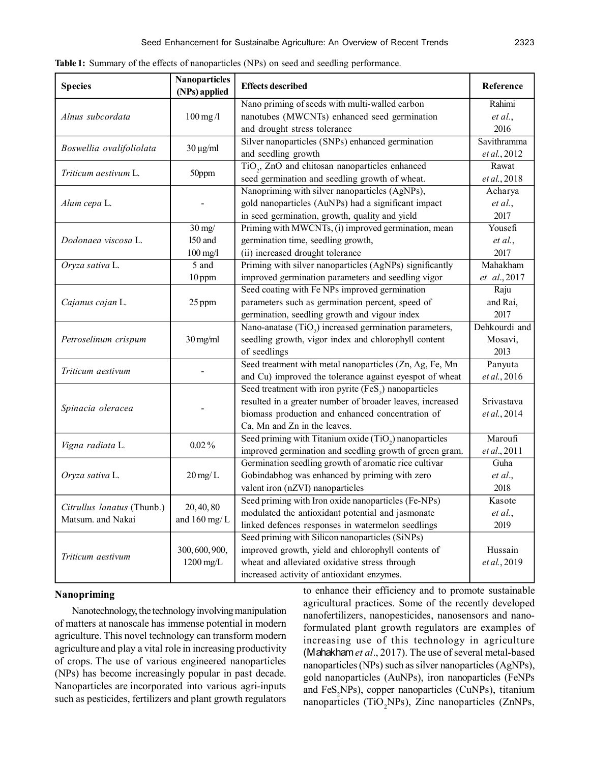**Table 1:** Summary of the effects of nanoparticles (NPs) on seed and seedling performance.

| Species | Nanoparticles (NPs) applied | Effects described | Reference |
|---|---|---|---|
| *Alnus subcordata* | 100 mg /l | Nano priming of seeds with multi-walled carbon nanotubes (MWCNTs) enhanced seed germination and drought stress tolerance | Rahimi *et al.*, 2016 |
| *Boswellia ovalifoliolata* | 30 µg/ml | Silver nanoparticles (SNPs) enhanced germination and seedling growth | Savithramma *et al.*, 2012 |
| *Triticum aestivum* L. | 50ppm | $TiO_2$, ZnO and chitosan nanoparticles enhanced seed germination and seedling growth of wheat. | Rawat *et al.*, 2018 |
| *Alum cepa* L. | - | Nanopriming with silver nanoparticles (AgNPs), gold nanoparticles (AuNPs) had a significant impact in seed germination, growth, quality and yield | Acharya *et al.*, 2017 |
| *Dodonaea viscosa* L. | 30 mg/ l50 and 100 mg/l | Priming with MWCNTs, (i) improved germination, mean germination time, seedling growth, (ii) increased drought tolerance | Yousefi *et al.*, 2017 |
| *Oryza sativa* L. | 5 and 10 ppm | Priming with silver nanoparticles (AgNPs) significantly improved germination parameters and seedling vigor | Mahakham *et al.*, 2017 |
| *Cajanus cajan* L. | 25 ppm | Seed coating with Fe NPs improved germination parameters such as germination percent, speed of germination, seedling growth and vigour index | Raju and Rai, 2017 |
| *Petroselinum crispum* | 30 mg/ml | Nano-anatase ($TiO_2$) increased germination parameters, seedling growth, vigor index and chlorophyll content of seedlings | Dehkourdi and Mosavi, 2013 |
| *Triticum aestivum* | - | Seed treatment with metal nanoparticles (Zn, Ag, Fe, Mn and Cu) improved the tolerance against eyespot of wheat | Panyuta *et al.*, 2016 |
| *Spinacia oleracea* | - | Seed treatment with iron pyrite ($FeS_2$) nanoparticles resulted in a greater number of broader leaves, increased biomass production and enhanced concentration of Ca, Mn and Zn in the leaves. | Srivastava *et al.*, 2014 |
| *Vigna radiata* L. | 0.02 % | Seed priming with Titanium oxide ($TiO_2$) nanoparticles improved germination and seedling growth of green gram. | Maroufi *et al.*, 2011 |
| *Oryza sativa* L. | 20 mg/ L | Germination seedling growth of aromatic rice cultivar Gobindabhog was enhanced by priming with zero valent iron (nZVI) nanoparticles | Guha *et al.*, 2018 |
| *Citrullus lanatus* (Thunb.) Matsum. and Nakai | 20, 40, 80 and 160 mg/ L | Seed priming with Iron oxide nanoparticles (Fe-NPs) modulated the antioxidant potential and jasmonate linked defences responses in watermelon seedlings | Kasote *et al.*, 2019 |
| *Triticum aestivum* | 300, 600, 900, 1200 mg/L | Seed priming with Silicon nanoparticles (SiNPs) improved growth, yield and chlorophyll contents of wheat and alleviated oxidative stress through increased activity of antioxidant enzymes. | Hussain *et al.*, 2019 |

### Nanopriming

Nanotechnology, the technology involving manipulation of matters at nanoscale has immense potential in modern agriculture. This novel technology can transform modern agriculture and play a vital role in increasing productivity of crops. The use of various engineered nanoparticles (NPs) has become increasingly popular in past decade. Nanoparticles are incorporated into various agri-inputs such as pesticides, fertilizers and plant growth regulators to enhance their efficiency and to promote sustainable agricultural practices. Some of the recently developed nanofertilizers, nanopesticides, nanosensors and nano-formulated plant growth regulators are examples of increasing use of this technology in agriculture (Mahakham *et al*., 2017). The use of several metal-based nanoparticles (NPs) such as silver nanoparticles (AgNPs), gold nanoparticles (AuNPs), iron nanoparticles (FeNPs and $FeS_2$NPs), copper nanoparticles (CuNPs), titanium nanoparticles ($TiO_2$NPs), Zinc nanoparticles (ZnNPs,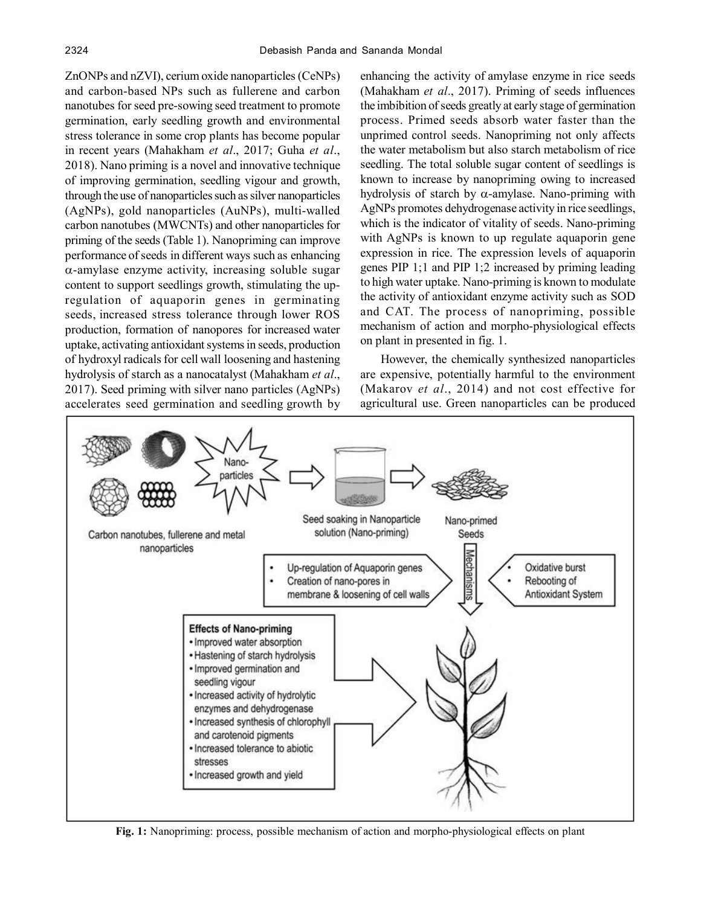ZnONPs and nZVI), cerium oxide nanoparticles (CeNPs) and carbon-based NPs such as fullerene and carbon nanotubes for seed pre-sowing seed treatment to promote germination, early seedling growth and environmental stress tolerance in some crop plants has become popular in recent years (Mahakham *et al*., 2017; Guha *et al*., 2018). Nano priming is a novel and innovative technique of improving germination, seedling vigour and growth, through the use of nanoparticles such as silver nanoparticles (AgNPs), gold nanoparticles (AuNPs), multi-walled carbon nanotubes (MWCNTs) and other nanoparticles for priming of the seeds (Table 1). Nanopriming can improve performance of seeds in different ways such as enhancing $\alpha$-amylase enzyme activity, increasing soluble sugar content to support seedlings growth, stimulating the up-regulation of aquaporin genes in germinating seeds, increased stress tolerance through lower ROS production, formation of nanopores for increased water uptake, activating antioxidant systems in seeds, production of hydroxyl radicals for cell wall loosening and hastening hydrolysis of starch as a nanocatalyst (Mahakham *et al*., 2017). Seed priming with silver nano particles (AgNPs) accelerates seed germination and seedling growth by enhancing the activity of amylase enzyme in rice seeds (Mahakham *et al*., 2017). Priming of seeds influences the imbibition of seeds greatly at early stage of germination process. Primed seeds absorb water faster than the unprimed control seeds. Nanopriming not only affects the water metabolism but also starch metabolism of rice seedling. The total soluble sugar content of seedlings is known to increase by nanopriming owing to increased hydrolysis of starch by $\alpha$-amylase. Nano-priming with AgNPs promotes dehydrogenase activity in rice seedlings, which is the indicator of vitality of seeds. Nano-priming with AgNPs is known to up regulate aquaporin gene expression in rice. The expression levels of aquaporin genes PIP 1;1 and PIP 1;2 increased by priming leading to high water uptake. Nano-priming is known to modulate the activity of antioxidant enzyme activity such as SOD and CAT. The process of nanopriming, possible mechanism of action and morpho-physiological effects on plant in presented in fig. 1.

However, the chemically synthesized nanoparticles are expensive, potentially harmful to the environment (Makarov *et al*., 2014) and not cost effective for agricultural use. Green nanoparticles can be produced

**Fig. 1:** Nanopriming: process, possible mechanism of action and morpho-physiological effects on plant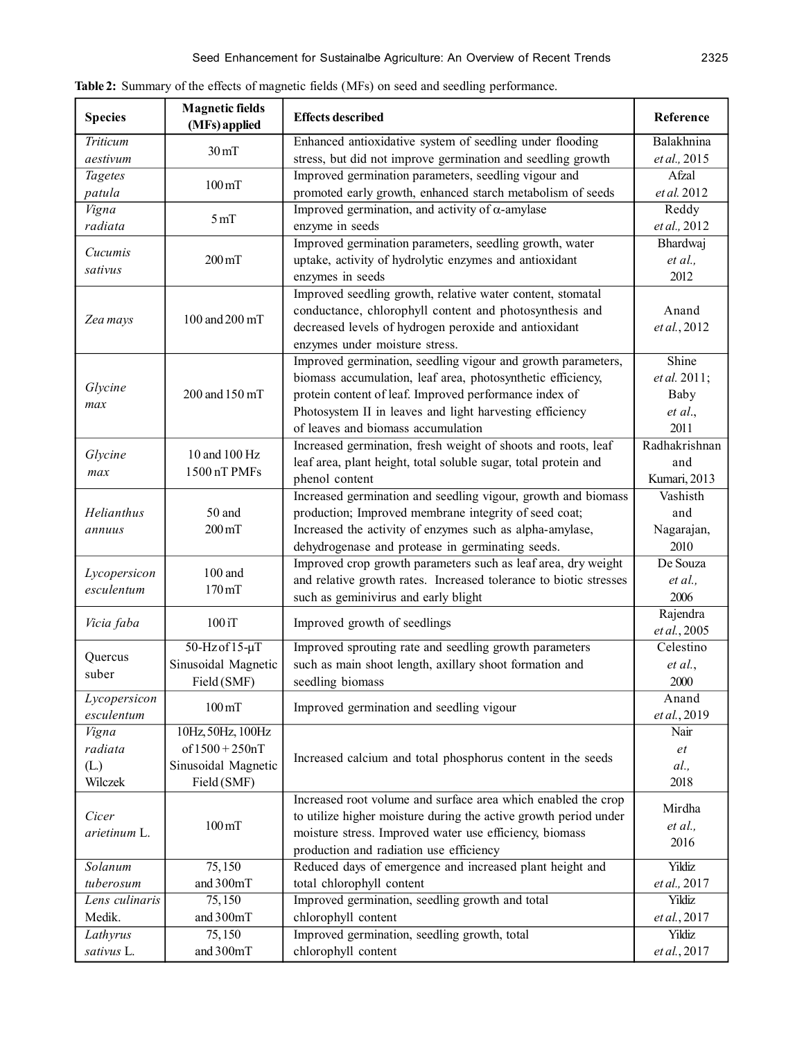**Table 2:** Summary of the effects of magnetic fields (MFs) on seed and seedling performance.

| Species | Magnetic fields (MFs) applied | Effects described | Reference |
|---|---|---|---|
| *Triticum aestivum* | 30 mT | Enhanced antioxidative system of seedling under flooding stress, but did not improve germination and seedling growth | Balakhnina *et al.,* 2015 |
| *Tagetes patula* | 100 mT | Improved germination parameters, seedling vigour and promoted early growth, enhanced starch metabolism of seeds | Afzal *et al.* 2012 |
| *Vigna radiata* | 5 mT | Improved germination, and activity of α-amylase enzyme in seeds | Reddy *et al.,* 2012 |
| *Cucumis sativus* | 200 mT | Improved germination parameters, seedling growth, water uptake, activity of hydrolytic enzymes and antioxidant enzymes in seeds | Bhardwaj *et al.,* 2012 |
| *Zea mays* | 100 and 200 mT | Improved seedling growth, relative water content, stomatal conductance, chlorophyll content and photosynthesis and decreased levels of hydrogen peroxide and antioxidant enzymes under moisture stress. | Anand *et al.,* 2012 |
| *Glycine max* | 200 and 150 mT | Improved germination, seedling vigour and growth parameters, biomass accumulation, leaf area, photosynthetic efficiency, protein content of leaf. Improved performance index of Photosystem II in leaves and light harvesting efficiency of leaves and biomass accumulation | Shine *et al.* 2011; Baby *et al.,* 2011 |
| *Glycine max* | 10 and 100 Hz 1500 nT PMFs | Increased germination, fresh weight of shoots and roots, leaf leaf area, plant height, total soluble sugar, total protein and phenol content | Radhakrishnan and Kumari, 2013 |
| *Helianthus annuus* | 50 and 200 mT | Increased germination and seedling vigour, growth and biomass production; Improved membrane integrity of seed coat; Increased the activity of enzymes such as alpha-amylase, dehydrogenase and protease in germinating seeds. | Vashisth and Nagarajan, 2010 |
| *Lycopersicon esculentum* | 100 and 170 mT | Improved crop growth parameters such as leaf area, dry weight and relative growth rates. Increased tolerance to biotic stresses such as geminivirus and early blight | De Souza *et al.,* 2006 |
| *Vicia faba* | 100 ìT | Improved growth of seedlings | Rajendra *et al.,* 2005 |
| Quercus suber | 50-Hz of 15-µT Sinusoidal Magnetic Field (SMF) | Improved sprouting rate and seedling growth parameters such as main shoot length, axillary shoot formation and seedling biomass | Celestino *et al.,* 2000 |
| *Lycopersicon esculentum* | 100 mT | Improved germination and seedling vigour | Anand *et al.,* 2019 |
| *Vigna radiata* (L.) Wilczek | 10Hz, 50Hz, 100Hz of 1500 + 250nT Sinusoidal Magnetic Field (SMF) | Increased calcium and total phosphorus content in the seeds | Nair *et al.,* 2018 |
| *Cicer arietinum* L. | 100 mT | Increased root volume and surface area which enabled the crop to utilize higher moisture during the active growth period under moisture stress. Improved water use efficiency, biomass production and radiation use efficiency | Mirdha *et al.,* 2016 |
| *Solanum tuberosum* | 75, 150 and 300mT | Reduced days of emergence and increased plant height and total chlorophyll content | Yildiz *et al.,* 2017 |
| *Lens culinaris* Medik. | 75, 150 and 300mT | Improved germination, seedling growth and total chlorophyll content | Yildiz *et al.,* 2017 |
| *Lathyrus sativus* L. | 75, 150 and 300mT | Improved germination, seedling growth, total chlorophyll content | Yildiz *et al.,* 2017 |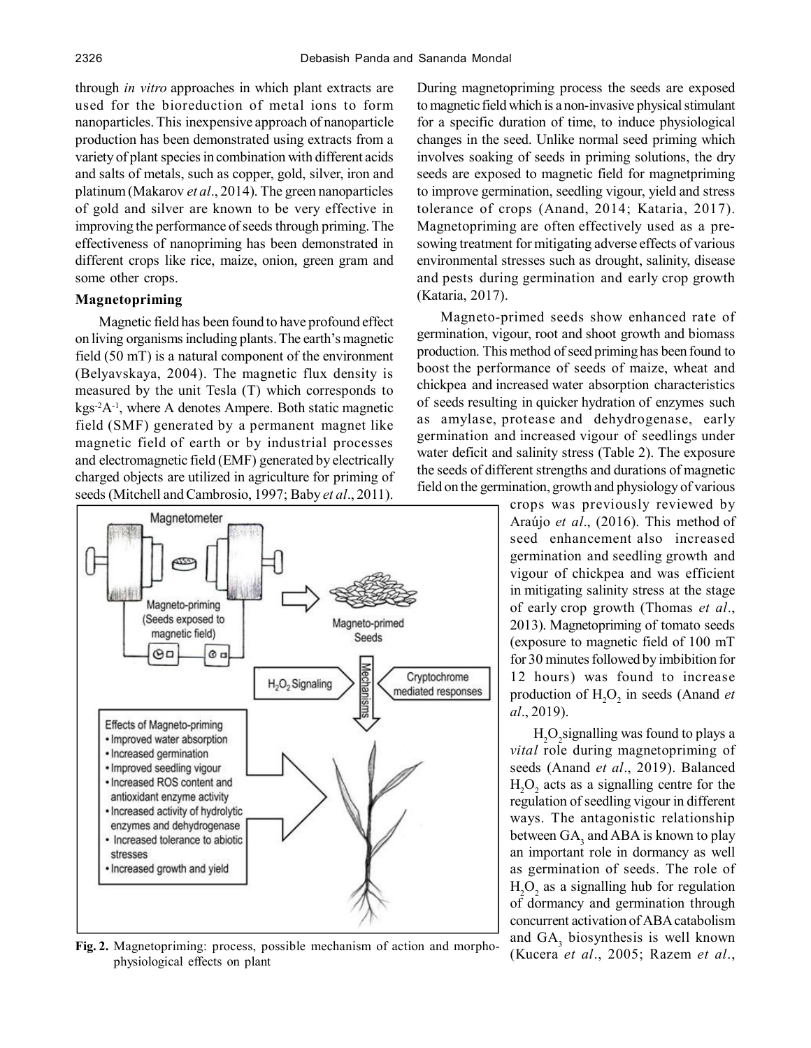through *in vitro* approaches in which plant extracts are used for the bioreduction of metal ions to form nanoparticles. This inexpensive approach of nanoparticle production has been demonstrated using extracts from a variety of plant species in combination with different acids and salts of metals, such as copper, gold, silver, iron and platinum (Makarov *et al*., 2014). The green nanoparticles of gold and silver are known to be very effective in improving the performance of seeds through priming. The effectiveness of nanopriming has been demonstrated in different crops like rice, maize, onion, green gram and some other crops.

### Magnetopriming

Magnetic field has been found to have profound effect on living organisms including plants. The earth's magnetic field (50 mT) is a natural component of the environment (Belyavskaya, 2004). The magnetic flux density is measured by the unit Tesla (T) which corresponds to $kgs^{-2}A^{-1}$, where A denotes Ampere. Both static magnetic field (SMF) generated by a permanent magnet like magnetic field of earth or by industrial processes and electromagnetic field (EMF) generated by electrically charged objects are utilized in agriculture for priming of seeds (Mitchell and Cambrosio, 1997; Baby *et al*., 2011).

**Fig. 2.** Magnetopriming: process, possible mechanism of action and morpho-physiological effects on plant

During magnetopriming process the seeds are exposed to magnetic field which is a non-invasive physical stimulant for a specific duration of time, to induce physiological changes in the seed. Unlike normal seed priming which involves soaking of seeds in priming solutions, the dry seeds are exposed to magnetic field for magnetpriming to improve germination, seedling vigour, yield and stress tolerance of crops (Anand, 2014; Kataria, 2017). Magnetopriming are often effectively used as a pre-sowing treatment for mitigating adverse effects of various environmental stresses such as drought, salinity, disease and pests during germination and early crop growth (Kataria, 2017).

Magneto-primed seeds show enhanced rate of germination, vigour, root and shoot growth and biomass production. This method of seed priming has been found to boost the performance of seeds of maize, wheat and chickpea and increased water absorption characteristics of seeds resulting in quicker hydration of enzymes such as amylase, protease and dehydrogenase, early germination and increased vigour of seedlings under water deficit and salinity stress (Table 2). The exposure the seeds of different strengths and durations of magnetic field on the germination, growth and physiology of various crops was previously reviewed by Araújo *et al*., (2016). This method of seed enhancement also increased germination and seedling growth and vigour of chickpea and was efficient in mitigating salinity stress at the stage of early crop growth (Thomas *et al*., 2013). Magnetopriming of tomato seeds (exposure to magnetic field of 100 mT for 30 minutes followed by imbibition for 12 hours) was found to increase production of $H_2O_2$ in seeds (Anand *et al*., 2019).

$H_2O_2$ signalling was found to plays a *vital* role during magnetopriming of seeds (Anand *et al*., 2019). Balanced $H_2O_2$ acts as a signalling centre for the regulation of seedling vigour in different ways. The antagonistic relationship between $GA_3$ and ABA is known to play an important role in dormancy as well as germination of seeds. The role of $H_2O_2$ as a signalling hub for regulation of dormancy and germination through concurrent activation of ABA catabolism and $GA_3$ biosynthesis is well known (Kucera *et al*., 2005; Razem *et al*.,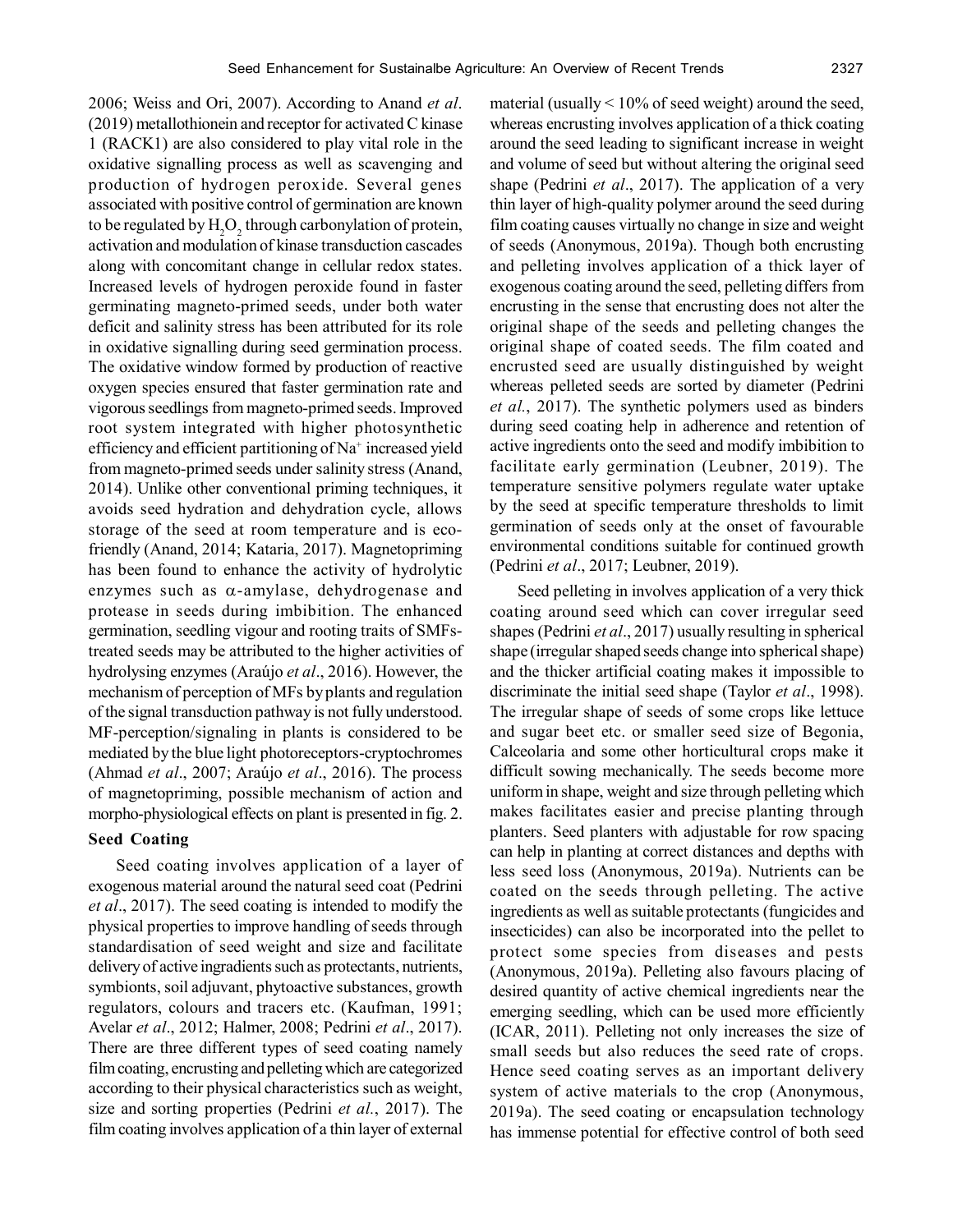2006; Weiss and Ori, 2007). According to Anand *et al*. (2019) metallothionein and receptor for activated C kinase 1 (RACK1) are also considered to play vital role in the oxidative signalling process as well as scavenging and production of hydrogen peroxide. Several genes associated with positive control of germination are known to be regulated by $H_2O_2$ through carbonylation of protein, activation and modulation of kinase transduction cascades along with concomitant change in cellular redox states. Increased levels of hydrogen peroxide found in faster germinating magneto-primed seeds, under both water deficit and salinity stress has been attributed for its role in oxidative signalling during seed germination process. The oxidative window formed by production of reactive oxygen species ensured that faster germination rate and vigorous seedlings from magneto-primed seeds. Improved root system integrated with higher photosynthetic efficiency and efficient partitioning of $Na^+$ increased yield from magneto-primed seeds under salinity stress (Anand, 2014). Unlike other conventional priming techniques, it avoids seed hydration and dehydration cycle, allows storage of the seed at room temperature and is eco-friendly (Anand, 2014; Kataria, 2017). Magnetopriming has been found to enhance the activity of hydrolytic enzymes such as $\alpha$-amylase, dehydrogenase and protease in seeds during imbibition. The enhanced germination, seedling vigour and rooting traits of SMFs-treated seeds may be attributed to the higher activities of hydrolysing enzymes (Araújo *et al*., 2016). However, the mechanism of perception of MFs by plants and regulation of the signal transduction pathway is not fully understood. MF-perception/signaling in plants is considered to be mediated by the blue light photoreceptors-cryptochromes (Ahmad *et al*., 2007; Araújo *et al*., 2016). The process of magnetopriming, possible mechanism of action and morpho-physiological effects on plant is presented in fig. 2.

## Seed Coating

Seed coating involves application of a layer of exogenous material around the natural seed coat (Pedrini *et al*., 2017). The seed coating is intended to modify the physical properties to improve handling of seeds through standardisation of seed weight and size and facilitate delivery of active ingradients such as protectants, nutrients, symbionts, soil adjuvant, phytoactive substances, growth regulators, colours and tracers etc. (Kaufman, 1991; Avelar *et al*., 2012; Halmer, 2008; Pedrini *et al*., 2017). There are three different types of seed coating namely film coating, encrusting and pelleting which are categorized according to their physical characteristics such as weight, size and sorting properties (Pedrini *et al*., 2017). The film coating involves application of a thin layer of external material (usually < 10% of seed weight) around the seed, whereas encrusting involves application of a thick coating around the seed leading to significant increase in weight and volume of seed but without altering the original seed shape (Pedrini *et al*., 2017). The application of a very thin layer of high-quality polymer around the seed during film coating causes virtually no change in size and weight of seeds (Anonymous, 2019a). Though both encrusting and pelleting involves application of a thick layer of exogenous coating around the seed, pelleting differs from encrusting in the sense that encrusting does not alter the original shape of the seeds and pelleting changes the original shape of coated seeds. The film coated and encrusted seed are usually distinguished by weight whereas pelleted seeds are sorted by diameter (Pedrini *et al*., 2017). The synthetic polymers used as binders during seed coating help in adherence and retention of active ingredients onto the seed and modify imbibition to facilitate early germination (Leubner, 2019). The temperature sensitive polymers regulate water uptake by the seed at specific temperature thresholds to limit germination of seeds only at the onset of favourable environmental conditions suitable for continued growth (Pedrini *et al*., 2017; Leubner, 2019).

Seed pelleting in involves application of a very thick coating around seed which can cover irregular seed shapes (Pedrini *et al*., 2017) usually resulting in spherical shape (irregular shaped seeds change into spherical shape) and the thicker artificial coating makes it impossible to discriminate the initial seed shape (Taylor *et al*., 1998). The irregular shape of seeds of some crops like lettuce and sugar beet etc. or smaller seed size of Begonia, Calceolaria and some other horticultural crops make it difficult sowing mechanically. The seeds become more uniform in shape, weight and size through pelleting which makes facilitates easier and precise planting through planters. Seed planters with adjustable for row spacing can help in planting at correct distances and depths with less seed loss (Anonymous, 2019a). Nutrients can be coated on the seeds through pelleting. The active ingredients as well as suitable protectants (fungicides and insecticides) can also be incorporated into the pellet to protect some species from diseases and pests (Anonymous, 2019a). Pelleting also favours placing of desired quantity of active chemical ingredients near the emerging seedling, which can be used more efficiently (ICAR, 2011). Pelleting not only increases the size of small seeds but also reduces the seed rate of crops. Hence seed coating serves as an important delivery system of active materials to the crop (Anonymous, 2019a). The seed coating or encapsulation technology has immense potential for effective control of both seed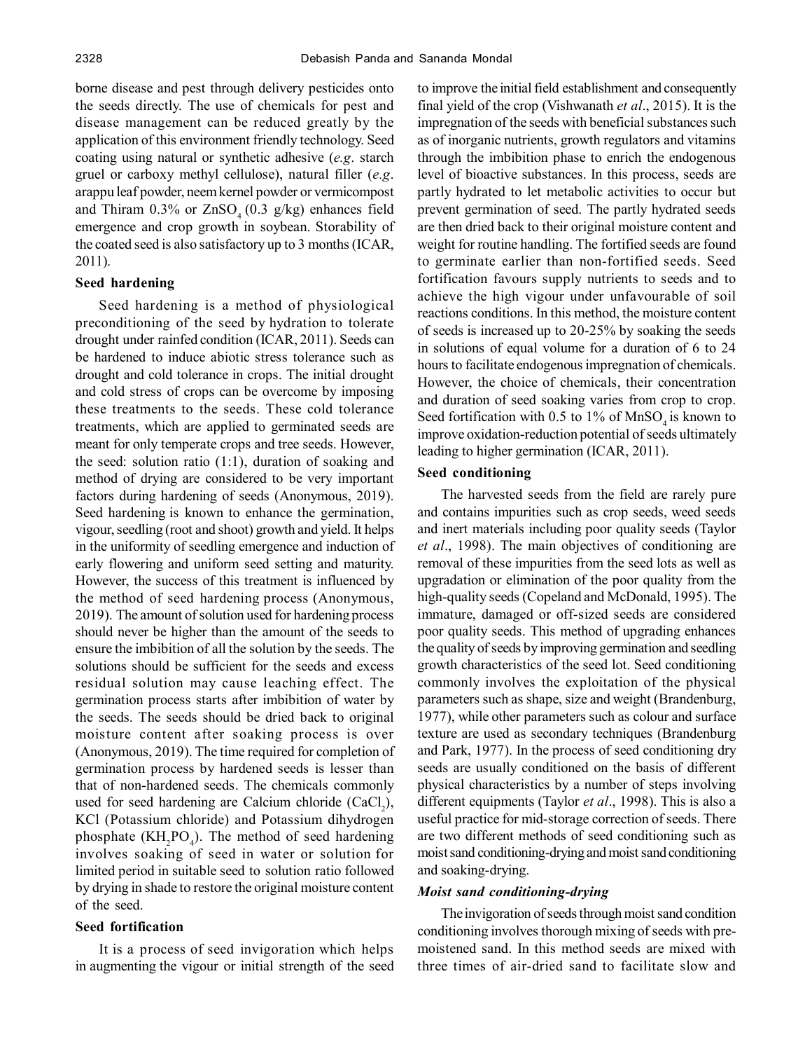borne disease and pest through delivery pesticides onto the seeds directly. The use of chemicals for pest and disease management can be reduced greatly by the application of this environment friendly technology. Seed coating using natural or synthetic adhesive (*e.g*. starch gruel or carboxy methyl cellulose), natural filler (*e.g*. arappu leaf powder, neem kernel powder or vermicompost and Thiram 0.3% or $ZnSO_4$ (0.3 g/kg) enhances field emergence and crop growth in soybean. Storability of the coated seed is also satisfactory up to 3 months (ICAR, 2011).

### Seed hardening

Seed hardening is a method of physiological preconditioning of the seed by hydration to tolerate drought under rainfed condition (ICAR, 2011). Seeds can be hardened to induce abiotic stress tolerance such as drought and cold tolerance in crops. The initial drought and cold stress of crops can be overcome by imposing these treatments to the seeds. These cold tolerance treatments, which are applied to germinated seeds are meant for only temperate crops and tree seeds. However, the seed: solution ratio (1:1), duration of soaking and method of drying are considered to be very important factors during hardening of seeds (Anonymous, 2019). Seed hardening is known to enhance the germination, vigour, seedling (root and shoot) growth and yield. It helps in the uniformity of seedling emergence and induction of early flowering and uniform seed setting and maturity. However, the success of this treatment is influenced by the method of seed hardening process (Anonymous, 2019). The amount of solution used for hardening process should never be higher than the amount of the seeds to ensure the imbibition of all the solution by the seeds. The solutions should be sufficient for the seeds and excess residual solution may cause leaching effect. The germination process starts after imbibition of water by the seeds. The seeds should be dried back to original moisture content after soaking process is over (Anonymous, 2019). The time required for completion of germination process by hardened seeds is lesser than that of non-hardened seeds. The chemicals commonly used for seed hardening are Calcium chloride ($CaCl_2$), KCl (Potassium chloride) and Potassium dihydrogen phosphate ($KH_2PO_4$). The method of seed hardening involves soaking of seed in water or solution for limited period in suitable seed to solution ratio followed by drying in shade to restore the original moisture content of the seed.

### Seed fortification

It is a process of seed invigoration which helps in augmenting the vigour or initial strength of the seed to improve the initial field establishment and consequently final yield of the crop (Vishwanath *et al*., 2015). It is the impregnation of the seeds with beneficial substances such as of inorganic nutrients, growth regulators and vitamins through the imbibition phase to enrich the endogenous level of bioactive substances. In this process, seeds are partly hydrated to let metabolic activities to occur but prevent germination of seed. The partly hydrated seeds are then dried back to their original moisture content and weight for routine handling. The fortified seeds are found to germinate earlier than non-fortified seeds. Seed fortification favours supply nutrients to seeds and to achieve the high vigour under unfavourable of soil reactions conditions. In this method, the moisture content of seeds is increased up to 20-25% by soaking the seeds in solutions of equal volume for a duration of 6 to 24 hours to facilitate endogenous impregnation of chemicals. However, the choice of chemicals, their concentration and duration of seed soaking varies from crop to crop. Seed fortification with 0.5 to 1% of $MnSO_4$ is known to improve oxidation-reduction potential of seeds ultimately leading to higher germination (ICAR, 2011).

### Seed conditioning

The harvested seeds from the field are rarely pure and contains impurities such as crop seeds, weed seeds and inert materials including poor quality seeds (Taylor *et al*., 1998). The main objectives of conditioning are removal of these impurities from the seed lots as well as upgradation or elimination of the poor quality from the high-quality seeds (Copeland and McDonald, 1995). The immature, damaged or off-sized seeds are considered poor quality seeds. This method of upgrading enhances the quality of seeds by improving germination and seedling growth characteristics of the seed lot. Seed conditioning commonly involves the exploitation of the physical parameters such as shape, size and weight (Brandenburg, 1977), while other parameters such as colour and surface texture are used as secondary techniques (Brandenburg and Park, 1977). In the process of seed conditioning dry seeds are usually conditioned on the basis of different physical characteristics by a number of steps involving different equipments (Taylor *et al*., 1998). This is also a useful practice for mid-storage correction of seeds. There are two different methods of seed conditioning such as moist sand conditioning-drying and moist sand conditioning and soaking-drying.

#### *Moist sand conditioning-drying*

The invigoration of seeds through moist sand condition conditioning involves thorough mixing of seeds with pre-moistened sand. In this method seeds are mixed with three times of air-dried sand to facilitate slow and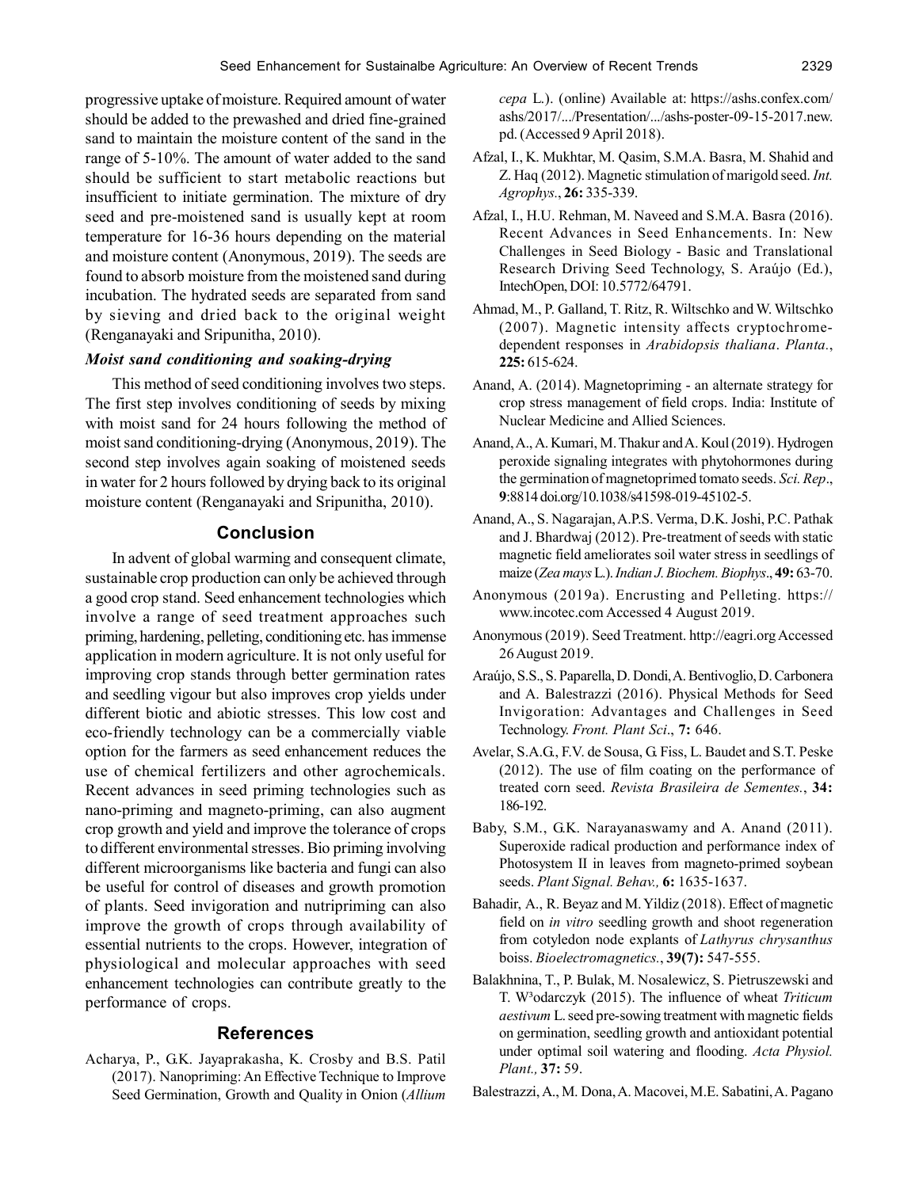progressive uptake of moisture. Required amount of water should be added to the prewashed and dried fine-grained sand to maintain the moisture content of the sand in the range of 5-10%. The amount of water added to the sand should be sufficient to start metabolic reactions but insufficient to initiate germination. The mixture of dry seed and pre-moistened sand is usually kept at room temperature for 16-36 hours depending on the material and moisture content (Anonymous, 2019). The seeds are found to absorb moisture from the moistened sand during incubation. The hydrated seeds are separated from sand by sieving and dried back to the original weight (Renganayaki and Sripunitha, 2010).

### *Moist sand conditioning and soaking-drying*

This method of seed conditioning involves two steps. The first step involves conditioning of seeds by mixing with moist sand for 24 hours following the method of moist sand conditioning-drying (Anonymous, 2019). The second step involves again soaking of moistened seeds in water for 2 hours followed by drying back to its original moisture content (Renganayaki and Sripunitha, 2010).

## Conclusion

In advent of global warming and consequent climate, sustainable crop production can only be achieved through a good crop stand. Seed enhancement technologies which involve a range of seed treatment approaches such priming, hardening, pelleting, conditioning etc. has immense application in modern agriculture. It is not only useful for improving crop stands through better germination rates and seedling vigour but also improves crop yields under different biotic and abiotic stresses. This low cost and eco-friendly technology can be a commercially viable option for the farmers as seed enhancement reduces the use of chemical fertilizers and other agrochemicals. Recent advances in seed priming technologies such as nano-priming and magneto-priming, can also augment crop growth and yield and improve the tolerance of crops to different environmental stresses. Bio priming involving different microorganisms like bacteria and fungi can also be useful for control of diseases and growth promotion of plants. Seed invigoration and nutripriming can also improve the growth of crops through availability of essential nutrients to the crops. However, integration of physiological and molecular approaches with seed enhancement technologies can contribute greatly to the performance of crops.

## References

Acharya, P., G.K. Jayaprakasha, K. Crosby and B.S. Patil (2017). Nanopriming: An Effective Technique to Improve Seed Germination, Growth and Quality in Onion (*Allium cepa* L.). (online) Available at: https://ashs.confex.com/ashs/2017/.../Presentation/.../ashs-poster-09-15-2017.new.pd. (Accessed 9 April 2018).

Afzal, I., K. Mukhtar, M. Qasim, S.M.A. Basra, M. Shahid and Z. Haq (2012). Magnetic stimulation of marigold seed. *Int. Agrophys.*, **26:** 335-339.

Afzal, I., H.U. Rehman, M. Naveed and S.M.A. Basra (2016). Recent Advances in Seed Enhancements. In: New Challenges in Seed Biology - Basic and Translational Research Driving Seed Technology, S. Araújo (Ed.), IntechOpen, DOI: 10.5772/64791.

Ahmad, M., P. Galland, T. Ritz, R. Wiltschko and W. Wiltschko (2007). Magnetic intensity affects cryptochrome-dependent responses in *Arabidopsis thaliana*. *Planta.*, **225:** 615-624.

Anand, A. (2014). Magnetopriming - an alternate strategy for crop stress management of field crops. India: Institute of Nuclear Medicine and Allied Sciences.

Anand, A., A. Kumari, M. Thakur and A. Koul (2019). Hydrogen peroxide signaling integrates with phytohormones during the germination of magnetoprimed tomato seeds. *Sci. Rep.*, **9**:8814 doi.org/10.1038/s41598-019-45102-5.

Anand, A., S. Nagarajan, A.P.S. Verma, D.K. Joshi, P.C. Pathak and J. Bhardwaj (2012). Pre-treatment of seeds with static magnetic field ameliorates soil water stress in seedlings of maize (*Zea mays* L.). *Indian J. Biochem. Biophys.*, **49:** 63-70.

Anonymous (2019a). Encrusting and Pelleting. https://www.incotec.com Accessed 4 August 2019.

Anonymous (2019). Seed Treatment. http://eagri.org Accessed 26 August 2019.

Araújo, S.S., S. Paparella, D. Dondi, A. Bentivoglio, D. Carbonera and A. Balestrazzi (2016). Physical Methods for Seed Invigoration: Advantages and Challenges in Seed Technology. *Front. Plant Sci.*, **7:** 646.

Avelar, S.A.G., F.V. de Sousa, G. Fiss, L. Baudet and S.T. Peske (2012). The use of film coating on the performance of treated corn seed. *Revista Brasileira de Sementes.*, **34:** 186-192.

Baby, S.M., G.K. Narayanaswamy and A. Anand (2011). Superoxide radical production and performance index of Photosystem II in leaves from magneto-primed soybean seeds. *Plant Signal. Behav.,* **6:** 1635-1637.

Bahadir, A., R. Beyaz and M. Yildiz (2018). Effect of magnetic field on *in vitro* seedling growth and shoot regeneration from cotyledon node explants of *Lathyrus chrysanthus* boiss. *Bioelectromagnetics.*, **39(7):** 547-555.

Balakhnina, T., P. Bulak, M. Nosalewicz, S. Pietruszewski and T. W³odarczyk (2015). The influence of wheat *Triticum aestivum* L. seed pre-sowing treatment with magnetic fields on germination, seedling growth and antioxidant potential under optimal soil watering and flooding. *Acta Physiol. Plant.,* **37:** 59.

Balestrazzi, A., M. Dona, A. Macovei, M.E. Sabatini, A. Pagano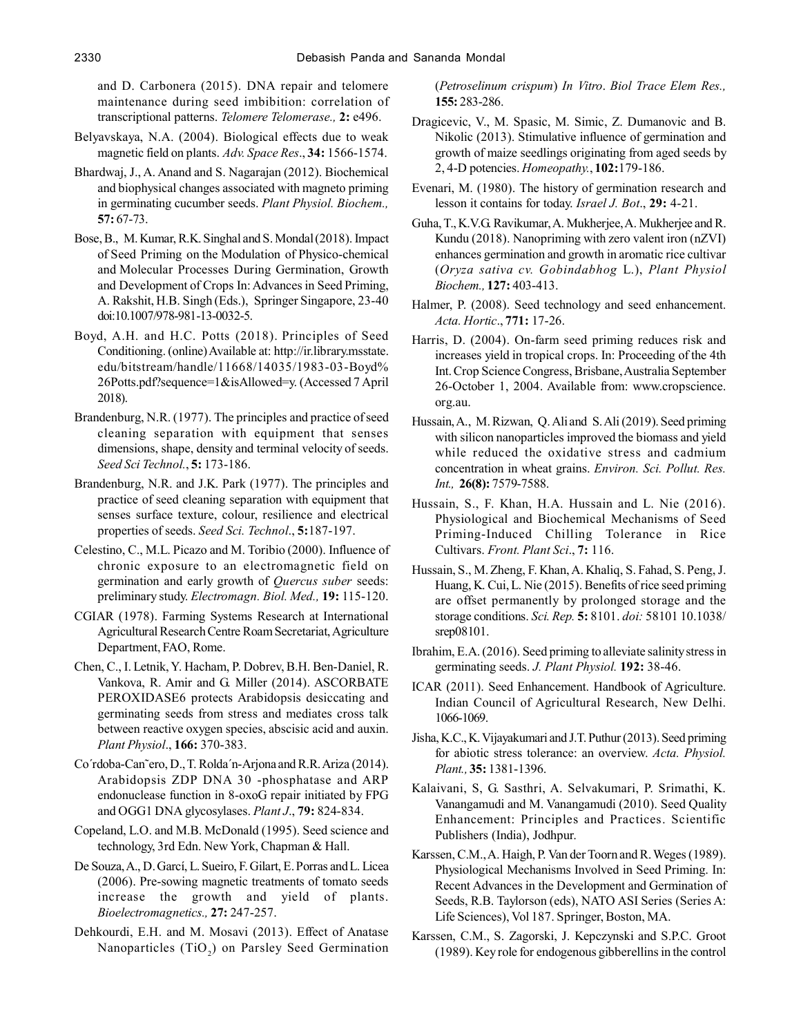and D. Carbonera (2015). DNA repair and telomere maintenance during seed imbibition: correlation of transcriptional patterns. *Telomere Telomerase.,* **2:** e496.

Belyavskaya, N.A. (2004). Biological effects due to weak magnetic field on plants. *Adv. Space Res*., **34:** 1566-1574.

Bhardwaj, J., A. Anand and S. Nagarajan (2012). Biochemical and biophysical changes associated with magneto priming in germinating cucumber seeds. *Plant Physiol. Biochem.,* **57:** 67-73.

Bose, B., M. Kumar, R.K. Singhal and S. Mondal (2018). Impact of Seed Priming on the Modulation of Physico-chemical and Molecular Processes During Germination, Growth and Development of Crops In: Advances in Seed Priming, A. Rakshit, H.B. Singh (Eds.), Springer Singapore, 23-40 doi:10.1007/978-981-13-0032-5.

Boyd, A.H. and H.C. Potts (2018). Principles of Seed Conditioning. (online) Available at: http://ir.library.msstate.edu/bitstream/handle/11668/14035/1983-03-Boyd%26Potts.pdf?sequence=1&isAllowed=y. (Accessed 7 April 2018).

Brandenburg, N.R. (1977). The principles and practice of seed cleaning separation with equipment that senses dimensions, shape, density and terminal velocity of seeds. *Seed Sci Technol.*, **5:** 173-186.

Brandenburg, N.R. and J.K. Park (1977). The principles and practice of seed cleaning separation with equipment that senses surface texture, colour, resilience and electrical properties of seeds. *Seed Sci. Technol*., **5:**187-197.

Celestino, C., M.L. Picazo and M. Toribio (2000). Influence of chronic exposure to an electromagnetic field on germination and early growth of *Quercus suber* seeds: preliminary study. *Electromagn. Biol. Med.,* **19:** 115-120.

CGIAR (1978). Farming Systems Research at International Agricultural Research Centre Roam Secretariat, Agriculture Department, FAO, Rome.

Chen, C., I. Letnik, Y. Hacham, P. Dobrev, B.H. Ben-Daniel, R. Vankova, R. Amir and G. Miller (2014). ASCORBATE PEROXIDASE6 protects Arabidopsis desiccating and germinating seeds from stress and mediates cross talk between reactive oxygen species, abscisic acid and auxin. *Plant Physiol*., **166:** 370-383.

Co´rdoba-Can˜ero, D., T. Rolda´n-Arjona and R.R. Ariza (2014). Arabidopsis ZDP DNA 30 -phosphatase and ARP endonuclease function in 8-oxoG repair initiated by FPG and OGG1 DNA glycosylases. *Plant J*., **79:** 824-834.

Copeland, L.O. and M.B. McDonald (1995). Seed science and technology, 3rd Edn. New York, Chapman & Hall.

De Souza, A., D. Garcí, L. Sueiro, F. Gilart, E. Porras and L. Licea (2006). Pre-sowing magnetic treatments of tomato seeds increase the growth and yield of plants. *Bioelectromagnetics.,* **27:** 247-257.

Dehkourdi, E.H. and M. Mosavi (2013). Effect of Anatase Nanoparticles ($TiO_2$) on Parsley Seed Germination (*Petroselinum crispum*) *In Vitro*. *Biol Trace Elem Res.,* **155:** 283-286.

Dragicevic, V., M. Spasic, M. Simic, Z. Dumanovic and B. Nikolic (2013). Stimulative influence of germination and growth of maize seedlings originating from aged seeds by 2, 4-D potencies. *Homeopathy.*, **102:**179-186.

Evenari, M. (1980). The history of germination research and lesson it contains for today. *Israel J. Bot*., **29:** 4-21.

Guha, T., K.V.G. Ravikumar, A. Mukherjee, A. Mukherjee and R. Kundu (2018). Nanopriming with zero valent iron (nZVI) enhances germination and growth in aromatic rice cultivar (*Oryza sativa cv. Gobindabhog* L.), *Plant Physiol Biochem.,* **127:** 403-413.

Halmer, P. (2008). Seed technology and seed enhancement. *Acta. Hortic*., **771:** 17-26.

Harris, D. (2004). On-farm seed priming reduces risk and increases yield in tropical crops. In: Proceeding of the 4th Int. Crop Science Congress, Brisbane, Australia September 26-October 1, 2004. Available from: www.cropscience.org.au.

Hussain, A., M. Rizwan, Q. Ali and S. Ali (2019). Seed priming with silicon nanoparticles improved the biomass and yield while reduced the oxidative stress and cadmium concentration in wheat grains. *Environ. Sci. Pollut. Res. Int.,* **26(8):** 7579-7588.

Hussain, S., F. Khan, H.A. Hussain and L. Nie (2016). Physiological and Biochemical Mechanisms of Seed Priming-Induced Chilling Tolerance in Rice Cultivars. *Front. Plant Sci*., **7:** 116.

Hussain, S., M. Zheng, F. Khan, A. Khaliq, S. Fahad, S. Peng, J. Huang, K. Cui, L. Nie (2015). Benefits of rice seed priming are offset permanently by prolonged storage and the storage conditions. *Sci. Rep.* **5:** 8101. *doi:* 58101 10.1038/srep08101.

Ibrahim, E.A. (2016). Seed priming to alleviate salinity stress in germinating seeds. *J. Plant Physiol.* **192:** 38-46.

ICAR (2011). Seed Enhancement. Handbook of Agriculture. Indian Council of Agricultural Research, New Delhi. 1066-1069.

Jisha, K.C., K. Vijayakumari and J.T. Puthur (2013). Seed priming for abiotic stress tolerance: an overview. *Acta. Physiol. Plant.,* **35:** 1381-1396.

Kalaivani, S, G. Sasthri, A. Selvakumari, P. Srimathi, K. Vanangamudi and M. Vanangamudi (2010). Seed Quality Enhancement: Principles and Practices. Scientific Publishers (India), Jodhpur.

Karssen, C.M., A. Haigh, P. Van der Toorn and R. Weges (1989). Physiological Mechanisms Involved in Seed Priming. In: Recent Advances in the Development and Germination of Seeds, R.B. Taylorson (eds), NATO ASI Series (Series A: Life Sciences), Vol 187. Springer, Boston, MA.

Karssen, C.M., S. Zagorski, J. Kepczynski and S.P.C. Groot (1989). Key role for endogenous gibberellins in the control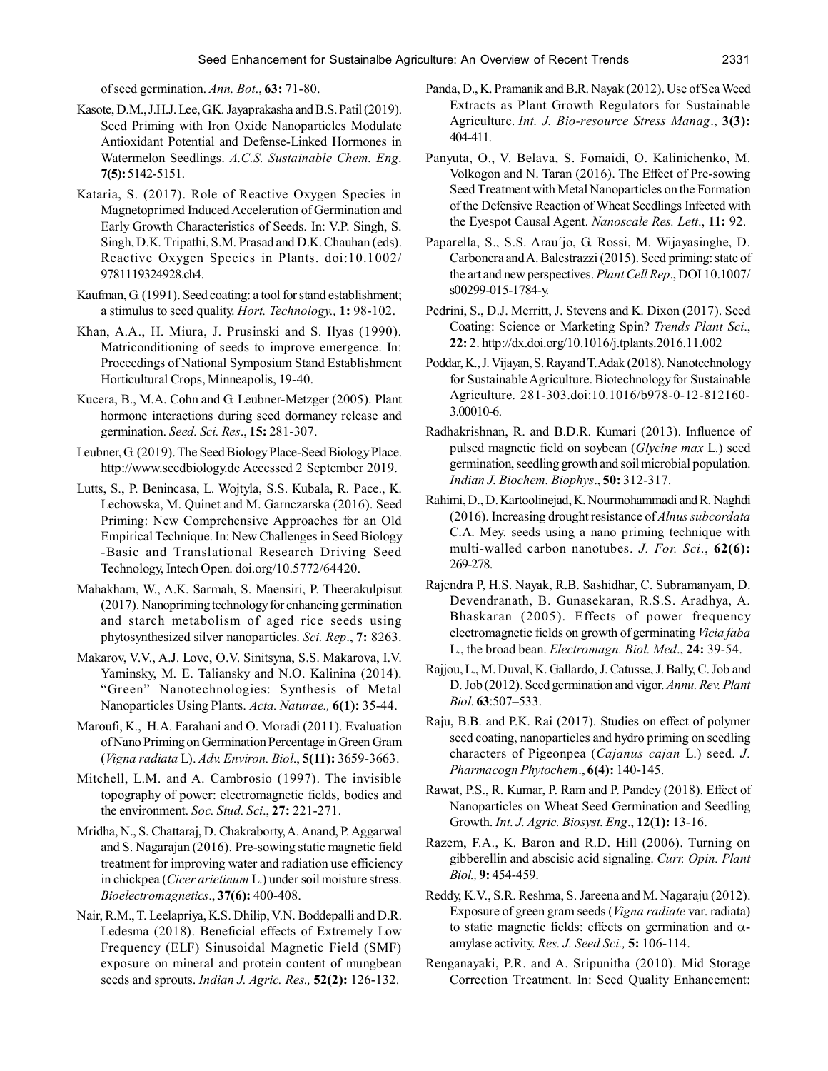of seed germination. *Ann. Bot*., **63:** 71-80.

Kasote, D.M., J.H.J. Lee, G.K. Jayaprakasha and B.S. Patil (2019). Seed Priming with Iron Oxide Nanoparticles Modulate Antioxidant Potential and Defense-Linked Hormones in Watermelon Seedlings. *A.C.S. Sustainable Chem. Eng*. **7(5):** 5142-5151.

Kataria, S. (2017). Role of Reactive Oxygen Species in Magnetoprimed Induced Acceleration of Germination and Early Growth Characteristics of Seeds. In: V.P. Singh, S. Singh, D.K. Tripathi, S.M. Prasad and D.K. Chauhan (eds). Reactive Oxygen Species in Plants. doi:10.1002/9781119324928.ch4.

Kaufman, G. (1991). Seed coating: a tool for stand establishment; a stimulus to seed quality. *Hort. Technology.,* **1:** 98-102.

Khan, A.A., H. Miura, J. Prusinski and S. Ilyas (1990). Matriconditioning of seeds to improve emergence. In: Proceedings of National Symposium Stand Establishment Horticultural Crops, Minneapolis, 19-40.

Kucera, B., M.A. Cohn and G. Leubner-Metzger (2005). Plant hormone interactions during seed dormancy release and germination. *Seed. Sci. Res*., **15:** 281-307.

Leubner, G. (2019). The Seed Biology Place-Seed Biology Place. http://www.seedbiology.de Accessed 2 September 2019.

Lutts, S., P. Benincasa, L. Wojtyla, S.S. Kubala, R. Pace., K. Lechowska, M. Quinet and M. Garnczarska (2016). Seed Priming: New Comprehensive Approaches for an Old Empirical Technique. In: New Challenges in Seed Biology -Basic and Translational Research Driving Seed Technology, Intech Open. doi.org/10.5772/64420.

Mahakham, W., A.K. Sarmah, S. Maensiri, P. Theerakulpisut (2017). Nanopriming technology for enhancing germination and starch metabolism of aged rice seeds using phytosynthesized silver nanoparticles. *Sci. Rep*., **7:** 8263.

Makarov, V.V., A.J. Love, O.V. Sinitsyna, S.S. Makarova, I.V. Yaminsky, M. E. Taliansky and N.O. Kalinina (2014). "Green" Nanotechnologies: Synthesis of Metal Nanoparticles Using Plants. *Acta. Naturae.,* **6(1):** 35-44.

Maroufi, K., H.A. Farahani and O. Moradi (2011). Evaluation of Nano Priming on Germination Percentage in Green Gram (*Vigna radiata* L). *Adv. Environ. Biol*., **5(11):** 3659-3663.

Mitchell, L.M. and A. Cambrosio (1997). The invisible topography of power: electromagnetic fields, bodies and the environment. *Soc. Stud. Sci*., **27:** 221-271.

Mridha, N., S. Chattaraj, D. Chakraborty, A. Anand, P. Aggarwal and S. Nagarajan (2016). Pre-sowing static magnetic field treatment for improving water and radiation use efficiency in chickpea (*Cicer arietinum* L.) under soil moisture stress. *Bioelectromagnetics*., **37(6):** 400-408.

Nair, R.M., T. Leelapriya, K.S. Dhilip, V.N. Boddepalli and D.R. Ledesma (2018). Beneficial effects of Extremely Low Frequency (ELF) Sinusoidal Magnetic Field (SMF) exposure on mineral and protein content of mungbean seeds and sprouts. *Indian J. Agric. Res.,* **52(2):** 126-132.

Panda, D., K. Pramanik and B.R. Nayak (2012). Use of Sea Weed Extracts as Plant Growth Regulators for Sustainable Agriculture. *Int. J. Bio-resource Stress Manag*., **3(3):** 404-411.

Panyuta, O., V. Belava, S. Fomaidi, O. Kalinichenko, M. Volkogon and N. Taran (2016). The Effect of Pre-sowing Seed Treatment with Metal Nanoparticles on the Formation of the Defensive Reaction of Wheat Seedlings Infected with the Eyespot Causal Agent. *Nanoscale Res. Lett*., **11:** 92.

Paparella, S., S.S. Arau´jo, G. Rossi, M. Wijayasinghe, D. Carbonera and A. Balestrazzi (2015). Seed priming: state of the art and new perspectives. *Plant Cell Rep*., DOI 10.1007/s00299-015-1784-y.

Pedrini, S., D.J. Merritt, J. Stevens and K. Dixon (2017). Seed Coating: Science or Marketing Spin? *Trends Plant Sci*., **22:** 2. http://dx.doi.org/10.1016/j.tplants.2016.11.002

Poddar, K., J. Vijayan, S. Ray and T. Adak (2018). Nanotechnology for Sustainable Agriculture. Biotechnology for Sustainable Agriculture. 281-303.doi:10.1016/b978-0-12-812160-3.00010-6.

Radhakrishnan, R. and B.D.R. Kumari (2013). Influence of pulsed magnetic field on soybean (*Glycine max* L.) seed germination, seedling growth and soil microbial population. *Indian J. Biochem. Biophys*., **50:** 312-317.

Rahimi, D., D. Kartoolinejad, K. Nourmohammadi and R. Naghdi (2016). Increasing drought resistance of *Alnus subcordata* C.A. Mey. seeds using a nano priming technique with multi-walled carbon nanotubes. *J. For. Sci*., **62(6):** 269-278.

Rajendra P, H.S. Nayak, R.B. Sashidhar, C. Subramanyam, D. Devendranath, B. Gunasekaran, R.S.S. Aradhya, A. Bhaskaran (2005). Effects of power frequency electromagnetic fields on growth of germinating *Vicia faba* L., the broad bean. *Electromagn. Biol. Med*., **24:** 39-54.

Rajjou, L., M. Duval, K. Gallardo, J. Catusse, J. Bally, C. Job and D. Job (2012). Seed germination and vigor. *Annu. Rev. Plant Biol*. **63**:507–533.

Raju, B.B. and P.K. Rai (2017). Studies on effect of polymer seed coating, nanoparticles and hydro priming on seedling characters of Pigeonpea (*Cajanus cajan* L.) seed. *J. Pharmacogn Phytochem*., **6(4):** 140-145.

Rawat, P.S., R. Kumar, P. Ram and P. Pandey (2018). Effect of Nanoparticles on Wheat Seed Germination and Seedling Growth. *Int. J. Agric. Biosyst. Eng*., **12(1):** 13-16.

Razem, F.A., K. Baron and R.D. Hill (2006). Turning on gibberellin and abscisic acid signaling. *Curr. Opin. Plant Biol.,* **9:** 454-459.

Reddy, K.V., S.R. Reshma, S. Jareena and M. Nagaraju (2012). Exposure of green gram seeds (*Vigna radiate* var. radiata) to static magnetic fields: effects on germination and $\alpha$-amylase activity. *Res. J. Seed Sci.,* **5:** 106-114.

Renganayaki, P.R. and A. Sripunitha (2010). Mid Storage Correction Treatment. In: Seed Quality Enhancement: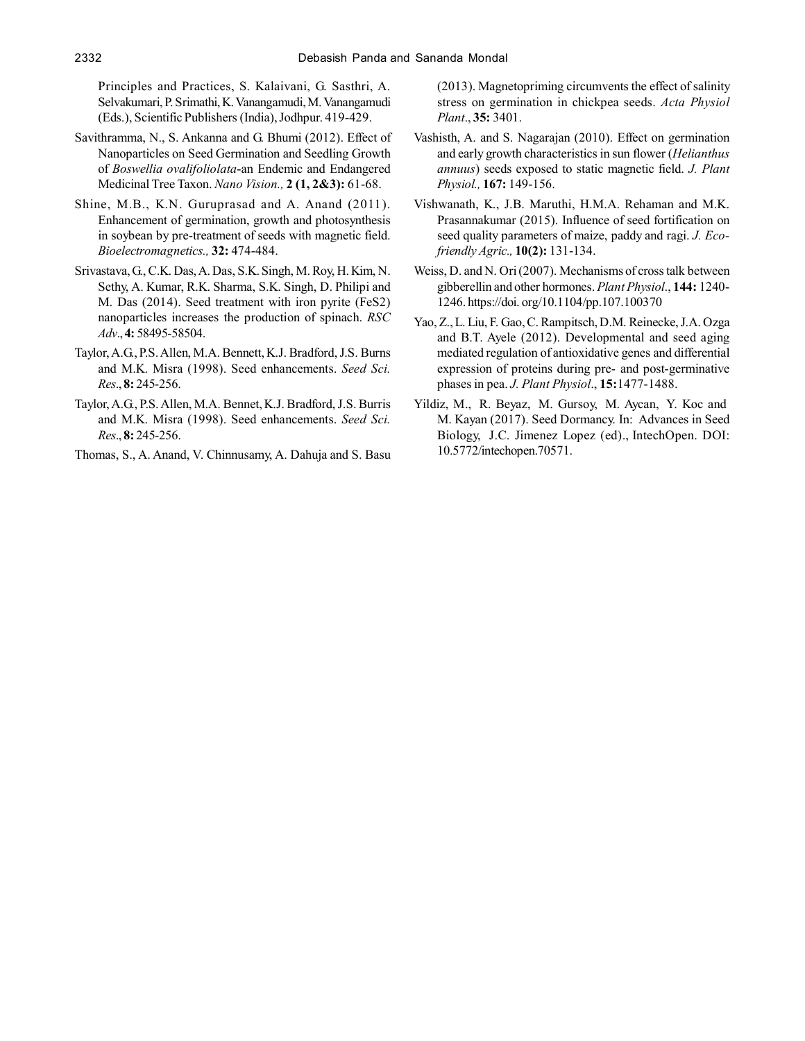Principles and Practices, S. Kalaivani, G. Sasthri, A. Selvakumari, P. Srimathi, K. Vanangamudi, M. Vanangamudi (Eds.), Scientific Publishers (India), Jodhpur. 419-429.

Savithramma, N., S. Ankanna and G. Bhumi (2012). Effect of Nanoparticles on Seed Germination and Seedling Growth of *Boswellia ovalifoliolata*-an Endemic and Endangered Medicinal Tree Taxon. *Nano Vision.,* **2 (1, 2&3):** 61-68.

Shine, M.B., K.N. Guruprasad and A. Anand (2011). Enhancement of germination, growth and photosynthesis in soybean by pre-treatment of seeds with magnetic field. *Bioelectromagnetics.,* **32:** 474-484.

Srivastava, G., C.K. Das, A. Das, S.K. Singh, M. Roy, H. Kim, N. Sethy, A. Kumar, R.K. Sharma, S.K. Singh, D. Philipi and M. Das (2014). Seed treatment with iron pyrite (FeS2) nanoparticles increases the production of spinach. *RSC Adv*., **4:** 58495-58504.

Taylor, A.G., P.S. Allen, M.A. Bennett, K.J. Bradford, J.S. Burns and M.K. Misra (1998). Seed enhancements. *Seed Sci. Res*., **8:** 245-256.

Taylor, A.G., P.S. Allen, M.A. Bennet, K.J. Bradford, J.S. Burris and M.K. Misra (1998). Seed enhancements. *Seed Sci. Res*., **8:** 245-256.

Thomas, S., A. Anand, V. Chinnusamy, A. Dahuja and S. Basu (2013). Magnetopriming circumvents the effect of salinity stress on germination in chickpea seeds. *Acta Physiol Plant*., **35:** 3401.

Vashisth, A. and S. Nagarajan (2010). Effect on germination and early growth characteristics in sun flower (*Helianthus annuus*) seeds exposed to static magnetic field. *J. Plant Physiol.,* **167:** 149-156.

Vishwanath, K., J.B. Maruthi, H.M.A. Rehaman and M.K. Prasannakumar (2015). Influence of seed fortification on seed quality parameters of maize, paddy and ragi. *J. Eco-friendly Agric.,* **10(2):** 131-134.

Weiss, D. and N. Ori (2007). Mechanisms of cross talk between gibberellin and other hormones. *Plant Physiol*., **144:** 1240-1246. https://doi. org/10.1104/pp.107.100370

Yao, Z., L. Liu, F. Gao, C. Rampitsch, D.M. Reinecke, J.A. Ozga and B.T. Ayele (2012). Developmental and seed aging mediated regulation of antioxidative genes and differential expression of proteins during pre- and post-germinative phases in pea. *J. Plant Physiol*., **15:**1477-1488.

Yildiz, M., R. Beyaz, M. Gursoy, M. Aycan, Y. Koc and M. Kayan (2017). Seed Dormancy. In: Advances in Seed Biology, J.C. Jimenez Lopez (ed)., IntechOpen. DOI: 10.5772/intechopen.70571.